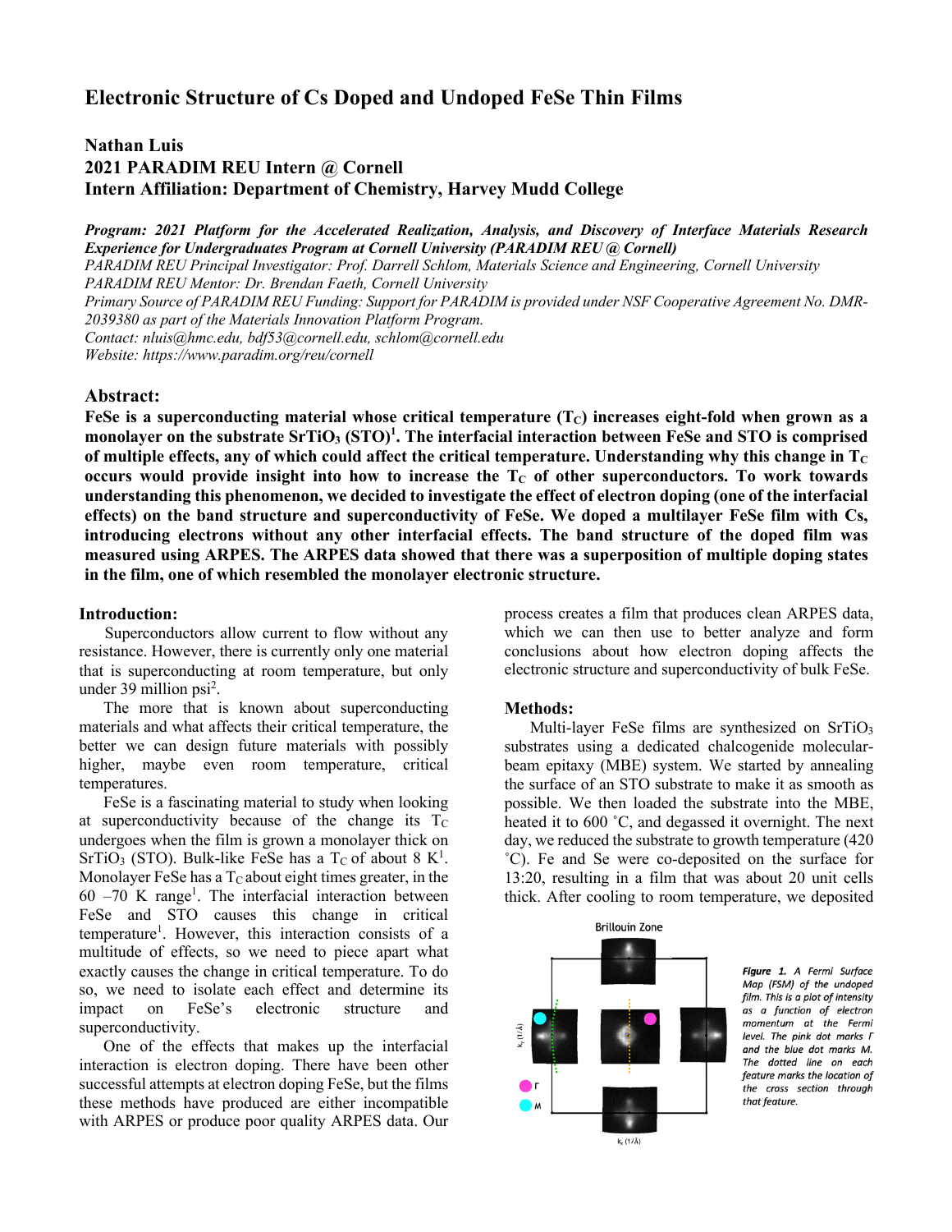# Electronic Structure of Cs Doped and Undoped FeSe Thin Films

**Nathan Luis**
**2021 PARADIM REU Intern @ Cornell**
**Intern Affiliation: Department of Chemistry, Harvey Mudd College**

***Program: 2021 Platform for the Accelerated Realization, Analysis, and Discovery of Interface Materials Research Experience for Undergraduates Program at Cornell University (PARADIM REU @ Cornell)***
*PARADIM REU Principal Investigator: Prof. Darrell Schlom, Materials Science and Engineering, Cornell University*
*PARADIM REU Mentor: Dr. Brendan Faeth, Cornell University*
*Primary Source of PARADIM REU Funding: Support for PARADIM is provided under NSF Cooperative Agreement No. DMR-2039380 as part of the Materials Innovation Platform Program.*
*Contact: nluis@hmc.edu, bdf53@cornell.edu, schlom@cornell.edu*
*Website: https://www.paradim.org/reu/cornell*

## Abstract:

**FeSe is a superconducting material whose critical temperature ($T_C$) increases eight-fold when grown as a monolayer on the substrate $SrTiO_3$ (STO)[1]. The interfacial interaction between FeSe and STO is comprised of multiple effects, any of which could affect the critical temperature. Understanding why this change in $T_C$ occurs would provide insight into how to increase the $T_C$ of other superconductors. To work towards understanding this phenomenon, we decided to investigate the effect of electron doping (one of the interfacial effects) on the band structure and superconductivity of FeSe. We doped a multilayer FeSe film with Cs, introducing electrons without any other interfacial effects. The band structure of the doped film was measured using ARPES. The ARPES data showed that there was a superposition of multiple doping states in the film, one of which resembled the monolayer electronic structure.**

## Introduction:

Superconductors allow current to flow without any resistance. However, there is currently only one material that is superconducting at room temperature, but only under 39 million psi[2].

The more that is known about superconducting materials and what affects their critical temperature, the better we can design future materials with possibly higher, maybe even room temperature, critical temperatures.

FeSe is a fascinating material to study when looking at superconductivity because of the change its $T_C$ undergoes when the film is grown a monolayer thick on $SrTiO_3$ (STO). Bulk-like FeSe has a $T_C$ of about 8 K[1]. Monolayer FeSe has a $T_C$ about eight times greater, in the 60 –70 K range[1]. The interfacial interaction between FeSe and STO causes this change in critical temperature[1]. However, this interaction consists of a multitude of effects, so we need to piece apart what exactly causes the change in critical temperature. To do so, we need to isolate each effect and determine its impact on FeSe's electronic structure and superconductivity.

One of the effects that makes up the interfacial interaction is electron doping. There have been other successful attempts at electron doping FeSe, but the films these methods have produced are either incompatible with ARPES or produce poor quality ARPES data. Our process creates a film that produces clean ARPES data, which we can then use to better analyze and form conclusions about how electron doping affects the electronic structure and superconductivity of bulk FeSe.

## Methods:

Multi-layer FeSe films are synthesized on $SrTiO_3$ substrates using a dedicated chalcogenide molecular-beam epitaxy (MBE) system. We started by annealing the surface of an STO substrate to make it as smooth as possible. We then loaded the substrate into the MBE, heated it to 600 ˚C, and degassed it overnight. The next day, we reduced the substrate to growth temperature (420 ˚C). Fe and Se were co-deposited on the surface for 13:20, resulting in a film that was about 20 unit cells thick. After cooling to room temperature, we deposited

***Figure 1.*** *A Fermi Surface Map (FSM) of the undoped film. This is a plot of intensity as a function of electron momentum at the Fermi level. The pink dot marks Γ and the blue dot marks M. The dotted line on each feature marks the location of the cross section through that feature.*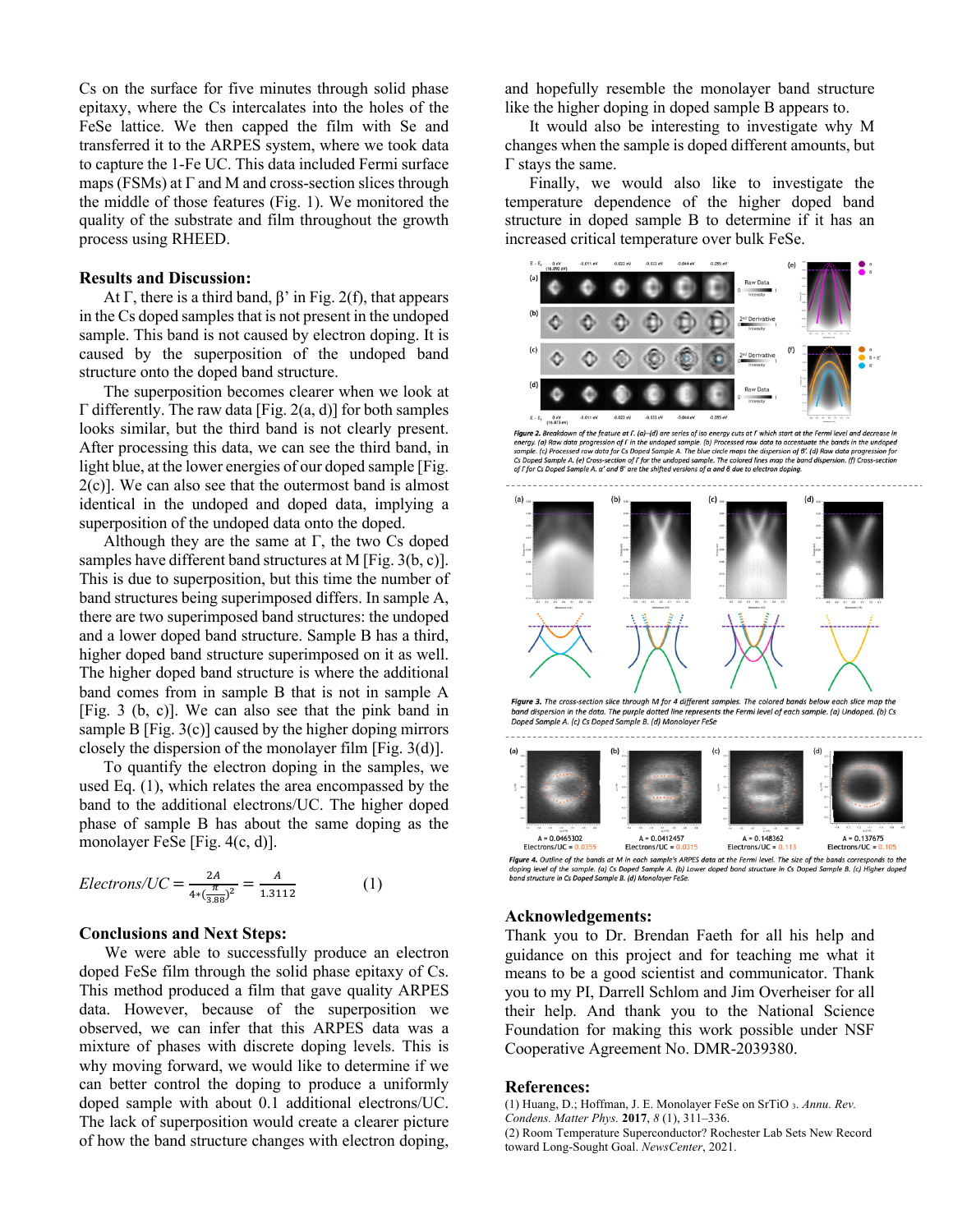Cs on the surface for five minutes through solid phase epitaxy, where the Cs intercalates into the holes of the FeSe lattice. We then capped the film with Se and transferred it to the ARPES system, where we took data to capture the 1-Fe UC. This data included Fermi surface maps (FSMs) at Γ and M and cross-section slices through the middle of those features (Fig. 1). We monitored the quality of the substrate and film throughout the growth process using RHEED.

## Results and Discussion:

At Γ, there is a third band, β' in Fig. 2(f), that appears in the Cs doped samples that is not present in the undoped sample. This band is not caused by electron doping. It is caused by the superposition of the undoped band structure onto the doped band structure.

The superposition becomes clearer when we look at Γ differently. The raw data [Fig. 2(a, d)] for both samples looks similar, but the third band is not clearly present. After processing this data, we can see the third band, in light blue, at the lower energies of our doped sample [Fig. 2(c)]. We can also see that the outermost band is almost identical in the undoped and doped data, implying a superposition of the undoped data onto the doped.

Although they are the same at Γ, the two Cs doped samples have different band structures at M [Fig. 3(b, c)]. This is due to superposition, but this time the number of band structures being superimposed differs. In sample A, there are two superimposed band structures: the undoped and a lower doped band structure. Sample B has a third, higher doped band structure superimposed on it as well. The higher doped band structure is where the additional band comes from in sample B that is not in sample A [Fig. 3 (b, c)]. We can also see that the pink band in sample B [Fig. 3(c)] caused by the higher doping mirrors closely the dispersion of the monolayer film [Fig. 3(d)].

To quantify the electron doping in the samples, we used Eq. (1), which relates the area encompassed by the band to the additional electrons/UC. The higher doped phase of sample B has about the same doping as the monolayer FeSe [Fig. 4(c, d)].

$$Electrons/UC = \frac{2A}{4*(\frac{\pi}{3.88})^2} = \frac{A}{1.3112} \qquad (1)$$

## Conclusions and Next Steps:

We were able to successfully produce an electron doped FeSe film through the solid phase epitaxy of Cs. This method produced a film that gave quality ARPES data. However, because of the superposition we observed, we can infer that this ARPES data was a mixture of phases with discrete doping levels. This is why moving forward, we would like to determine if we can better control the doping to produce a uniformly doped sample with about 0.1 additional electrons/UC. The lack of superposition would create a clearer picture of how the band structure changes with electron doping, and hopefully resemble the monolayer band structure like the higher doping in doped sample B appears to.

It would also be interesting to investigate why M changes when the sample is doped different amounts, but Γ stays the same.

Finally, we would also like to investigate the temperature dependence of the higher doped band structure in doped sample B to determine if it has an increased critical temperature over bulk FeSe.

E - E_F
0 eV (16.892 eV)
-0.011 eV
-0.022 eV
-0.033 eV
-0.044 eV
-0.055 eV
(a) Raw Data
(b) 2nd Derivative
(c) 2nd Derivative
(d) Raw Data
0 eV (16.873 eV)
(e) α β
(f) α β + α' β'

*Figure 2. Breakdown of the feature at Γ. (a)–(d) are series of iso energy cuts at Γ which start at the Fermi level and decrease in energy. (a) Raw data progression of Γ in the undoped sample. (b) Processed raw data to accentuate the bands in the undoped sample. (c) Processed raw data for Cs Doped Sample A. The blue circle maps the dispersion of β'. (d) Raw data progression for Cs Doped Sample A. (e) Cross-section of Γ for the undoped sample. The colored lines map the band dispersion. (f) Cross-section of Γ for Cs Doped Sample A. α' and β' are the shifted versions of α and β due to electron doping.*

(a) (b) (c) (d)

*Figure 3. The cross-section slice through M for 4 different samples. The colored bands below each slice map the band dispersion in the data. The purple dotted line represents the Fermi level of each sample. (a) Undoped. (b) Cs Doped Sample A. (c) Cs Doped Sample B. (d) Monolayer FeSe*

(a) A = 0.0465302 Electrons/UC = 0.0355
(b) A = 0.0412457 Electrons/UC = 0.0315
(c) A = 0.148362 Electrons/UC = 0.113
(d) A = 0.137675 Electrons/UC = 0.105

*Figure 4. Outline of the bands at M in each sample's ARPES data at the Fermi level. The size of the bands corresponds to the doping level of the sample. (a) Cs Doped Sample A. (b) Lower doped band structure in Cs Doped Sample B. (c) Higher doped band structure in Cs Doped Sample B. (d) Monolayer FeSe.*

## Acknowledgements:

Thank you to Dr. Brendan Faeth for all his help and guidance on this project and for teaching me what it means to be a good scientist and communicator. Thank you to my PI, Darrell Schlom and Jim Overheiser for all their help. And thank you to the National Science Foundation for making this work possible under NSF Cooperative Agreement No. DMR-2039380.

## References:

(1) Huang, D.; Hoffman, J. E. Monolayer FeSe on $SrTiO_3$. *Annu. Rev. Condens. Matter Phys.* **2017**, *8* (1), 311–336.

(2) Room Temperature Superconductor? Rochester Lab Sets New Record toward Long-Sought Goal. *NewsCenter*, 2021.